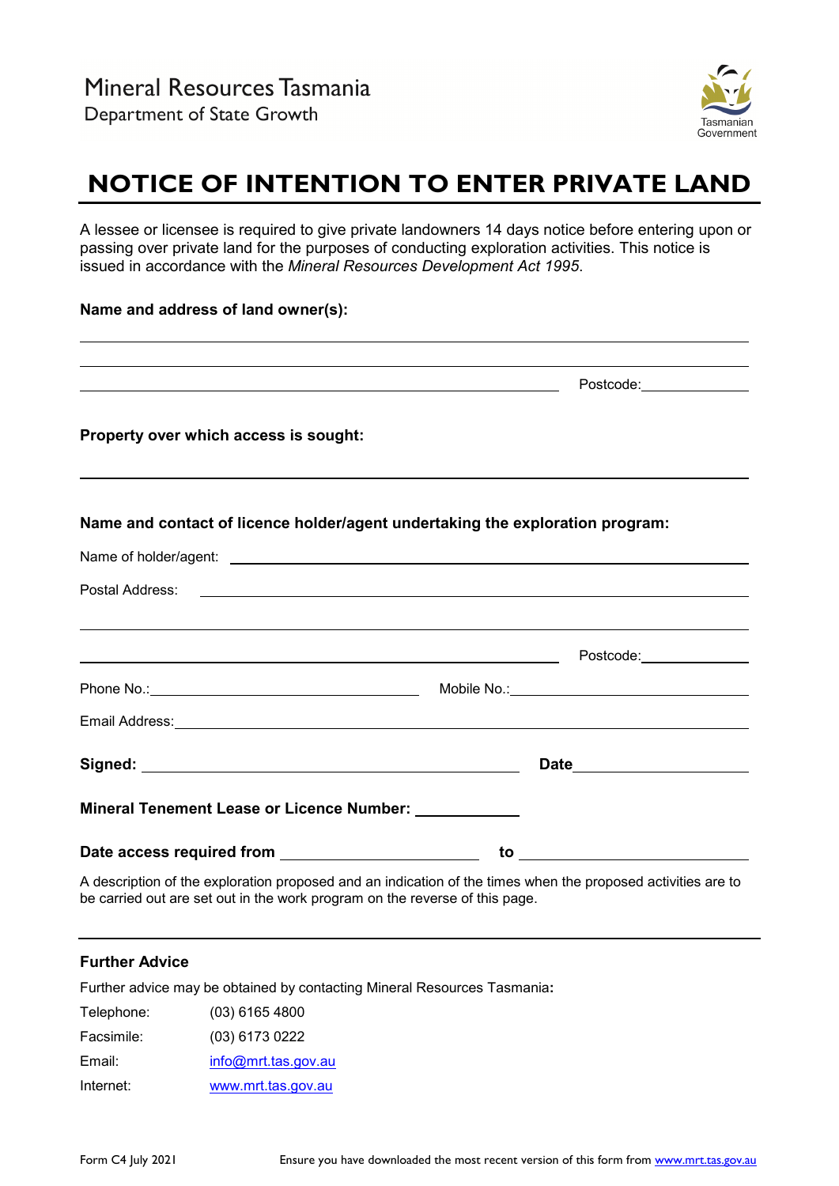Mineral Resources Tasmania
Department of State Growth

Tasmanian Government

# NOTICE OF INTENTION TO ENTER PRIVATE LAND

A lessee or licensee is required to give private landowners 14 days notice before entering upon or passing over private land for the purposes of conducting exploration activities. This notice is issued in accordance with the *Mineral Resources Development Act 1995*.

**Name and address of land owner(s):**

\_\_\_\_\_\_\_\_\_\_\_\_\_\_\_\_\_\_\_\_\_\_\_\_\_\_\_\_\_\_\_\_\_\_\_\_\_\_\_\_

\_\_\_\_\_\_\_\_\_\_\_\_\_\_\_\_\_\_\_\_\_\_\_\_\_\_\_\_\_\_\_\_\_\_\_\_\_\_\_\_

\_\_\_\_\_\_\_\_\_\_\_\_\_\_\_\_\_\_\_\_\_\_\_\_\_\_\_\_ Postcode: \_\_\_\_\_\_\_\_

**Property over which access is sought:**

\_\_\_\_\_\_\_\_\_\_\_\_\_\_\_\_\_\_\_\_\_\_\_\_\_\_\_\_\_\_\_\_\_\_\_\_\_\_\_\_

**Name and contact of licence holder/agent undertaking the exploration program:**

Name of holder/agent: \_\_\_\_\_\_\_\_\_\_\_\_\_\_\_\_\_\_\_\_\_\_\_\_\_\_\_\_

Postal Address: \_\_\_\_\_\_\_\_\_\_\_\_\_\_\_\_\_\_\_\_\_\_\_\_\_\_\_\_

\_\_\_\_\_\_\_\_\_\_\_\_\_\_\_\_\_\_\_\_\_\_\_\_\_\_\_\_\_\_\_\_\_\_\_\_\_\_\_\_

\_\_\_\_\_\_\_\_\_\_\_\_\_\_\_\_\_\_\_\_\_\_\_\_\_\_\_\_ Postcode: \_\_\_\_\_\_\_\_

Phone No.: \_\_\_\_\_\_\_\_\_\_\_\_\_\_\_\_ Mobile No.: \_\_\_\_\_\_\_\_\_\_\_\_\_\_\_\_

Email Address: \_\_\_\_\_\_\_\_\_\_\_\_\_\_\_\_\_\_\_\_\_\_\_\_\_\_\_\_

**Signed:** \_\_\_\_\_\_\_\_\_\_\_\_\_\_\_\_\_\_\_\_\_\_\_\_ **Date** \_\_\_\_\_\_\_\_\_\_\_\_

**Mineral Tenement Lease or Licence Number:** \_\_\_\_\_\_\_\_\_\_\_\_

**Date access required from** \_\_\_\_\_\_\_\_\_\_\_\_ **to** \_\_\_\_\_\_\_\_\_\_\_\_

A description of the exploration proposed and an indication of the times when the proposed activities are to be carried out are set out in the work program on the reverse of this page.

---

**Further Advice**

Further advice may be obtained by contacting Mineral Resources Tasmania:

| | |
|---|---|
| Telephone: | (03) 6165 4800 |
| Facsimile: | (03) 6173 0222 |
| Email: | info@mrt.tas.gov.au |
| Internet: | www.mrt.tas.gov.au |

Form C4 July 2021 — Ensure you have downloaded the most recent version of this form from www.mrt.tas.gov.au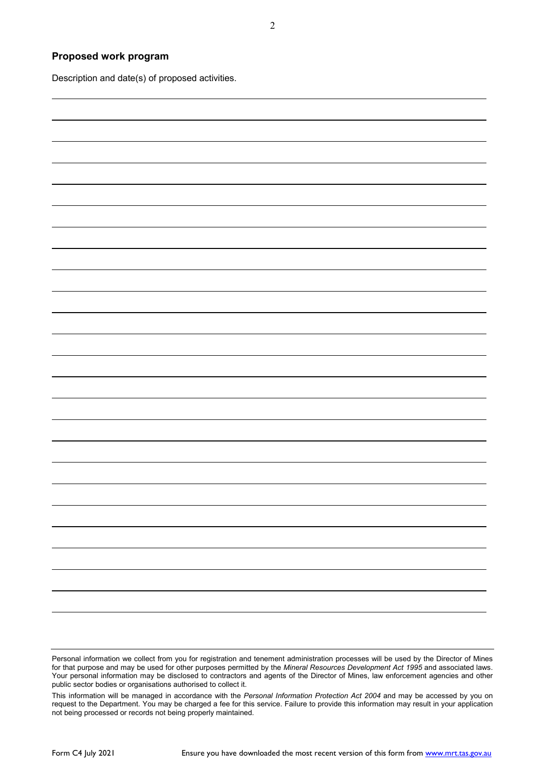## Proposed work program

Description and date(s) of proposed activities.

Personal information we collect from you for registration and tenement administration processes will be used by the Director of Mines for that purpose and may be used for other purposes permitted by the *Mineral Resources Development Act 1995* and associated laws. Your personal information may be disclosed to contractors and agents of the Director of Mines, law enforcement agencies and other public sector bodies or organisations authorised to collect it.

This information will be managed in accordance with the *Personal Information Protection Act 2004* and may be accessed by you on request to the Department. You may be charged a fee for this service. Failure to provide this information may result in your application not being processed or records not being properly maintained.

Form C4 July 2021 Ensure you have downloaded the most recent version of this form from www.mrt.tas.gov.au